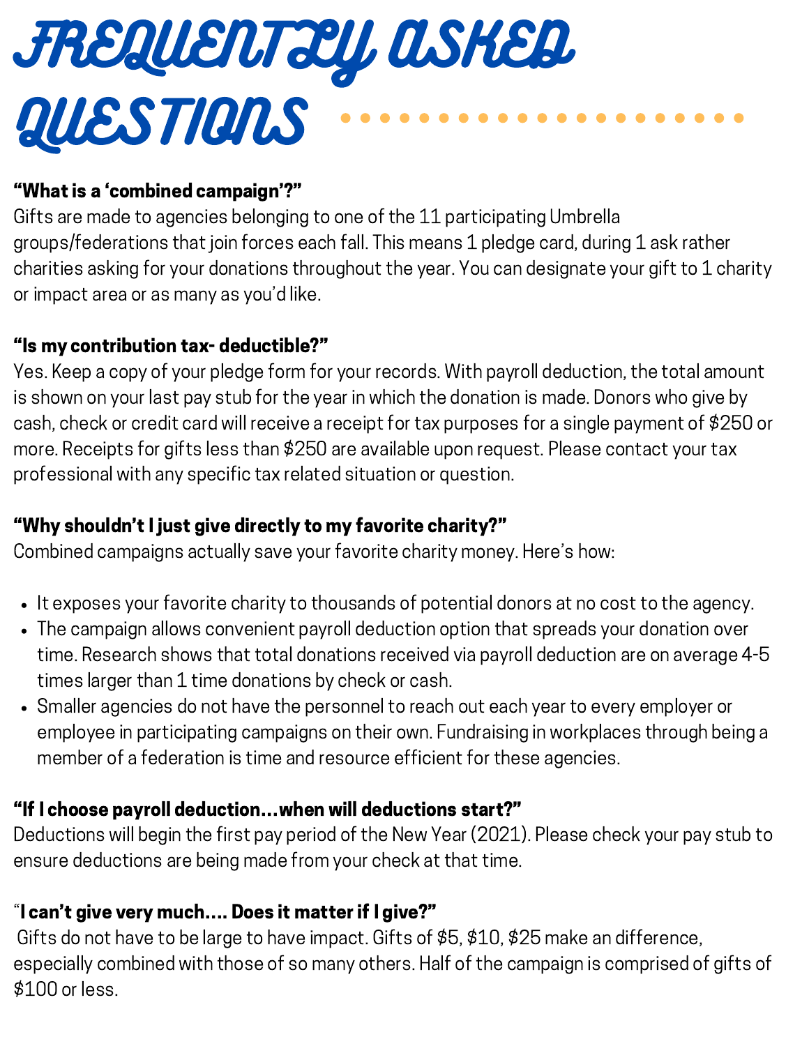# FREQUENTLY ASKED QUESTIONS

**"What is a 'combined campaign'?"**
Gifts are made to agencies belonging to one of the 11 participating Umbrella groups/federations that join forces each fall. This means 1 pledge card, during 1 ask rather charities asking for your donations throughout the year. You can designate your gift to 1 charity or impact area or as many as you'd like.

**"Is my contribution tax- deductible?"**
Yes. Keep a copy of your pledge form for your records. With payroll deduction, the total amount is shown on your last pay stub for the year in which the donation is made. Donors who give by cash, check or credit card will receive a receipt for tax purposes for a single payment of $250 or more. Receipts for gifts less than $250 are available upon request. Please contact your tax professional with any specific tax related situation or question.

**"Why shouldn't I just give directly to my favorite charity?"**
Combined campaigns actually save your favorite charity money. Here's how:

- It exposes your favorite charity to thousands of potential donors at no cost to the agency.
- The campaign allows convenient payroll deduction option that spreads your donation over time. Research shows that total donations received via payroll deduction are on average 4-5 times larger than 1 time donations by check or cash.
- Smaller agencies do not have the personnel to reach out each year to every employer or employee in participating campaigns on their own. Fundraising in workplaces through being a member of a federation is time and resource efficient for these agencies.

**"If I choose payroll deduction...when will deductions start?"**
Deductions will begin the first pay period of the New Year (2021). Please check your pay stub to ensure deductions are being made from your check at that time.

"**I can't give very much.... Does it matter if I give?"**
Gifts do not have to be large to have impact. Gifts of $5, $10, $25 make an difference, especially combined with those of so many others. Half of the campaign is comprised of gifts of $100 or less.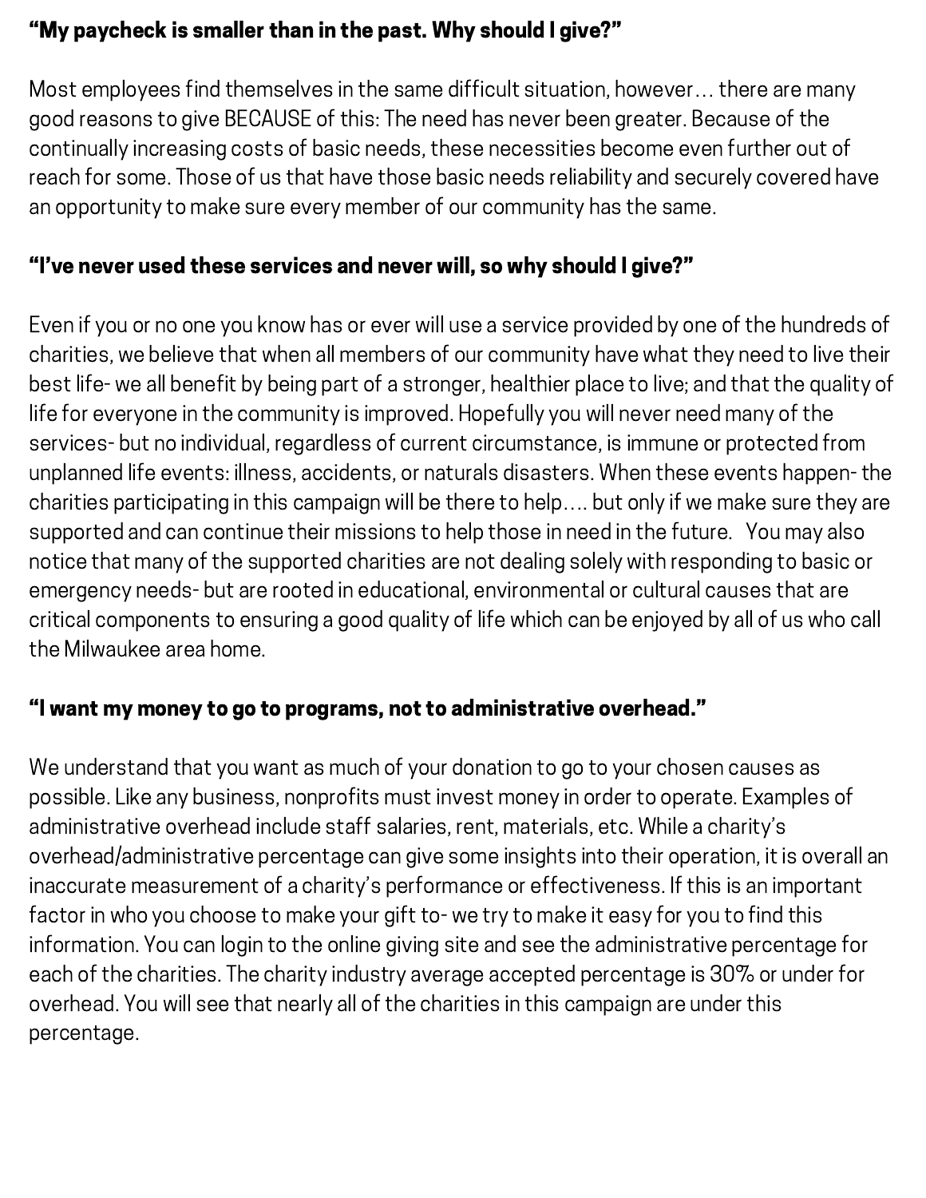### "My paycheck is smaller than in the past. Why should I give?"

Most employees find themselves in the same difficult situation, however… there are many good reasons to give BECAUSE of this: The need has never been greater. Because of the continually increasing costs of basic needs, these necessities become even further out of reach for some. Those of us that have those basic needs reliability and securely covered have an opportunity to make sure every member of our community has the same.

### "I've never used these services and never will, so why should I give?"

Even if you or no one you know has or ever will use a service provided by one of the hundreds of charities, we believe that when all members of our community have what they need to live their best life- we all benefit by being part of a stronger, healthier place to live; and that the quality of life for everyone in the community is improved. Hopefully you will never need many of the services- but no individual, regardless of current circumstance, is immune or protected from unplanned life events: illness, accidents, or naturals disasters. When these events happen- the charities participating in this campaign will be there to help…. but only if we make sure they are supported and can continue their missions to help those in need in the future. You may also notice that many of the supported charities are not dealing solely with responding to basic or emergency needs- but are rooted in educational, environmental or cultural causes that are critical components to ensuring a good quality of life which can be enjoyed by all of us who call the Milwaukee area home.

### "I want my money to go to programs, not to administrative overhead."

We understand that you want as much of your donation to go to your chosen causes as possible. Like any business, nonprofits must invest money in order to operate. Examples of administrative overhead include staff salaries, rent, materials, etc. While a charity's overhead/administrative percentage can give some insights into their operation, it is overall an inaccurate measurement of a charity's performance or effectiveness. If this is an important factor in who you choose to make your gift to- we try to make it easy for you to find this information. You can login to the online giving site and see the administrative percentage for each of the charities. The charity industry average accepted percentage is 30% or under for overhead. You will see that nearly all of the charities in this campaign are under this percentage.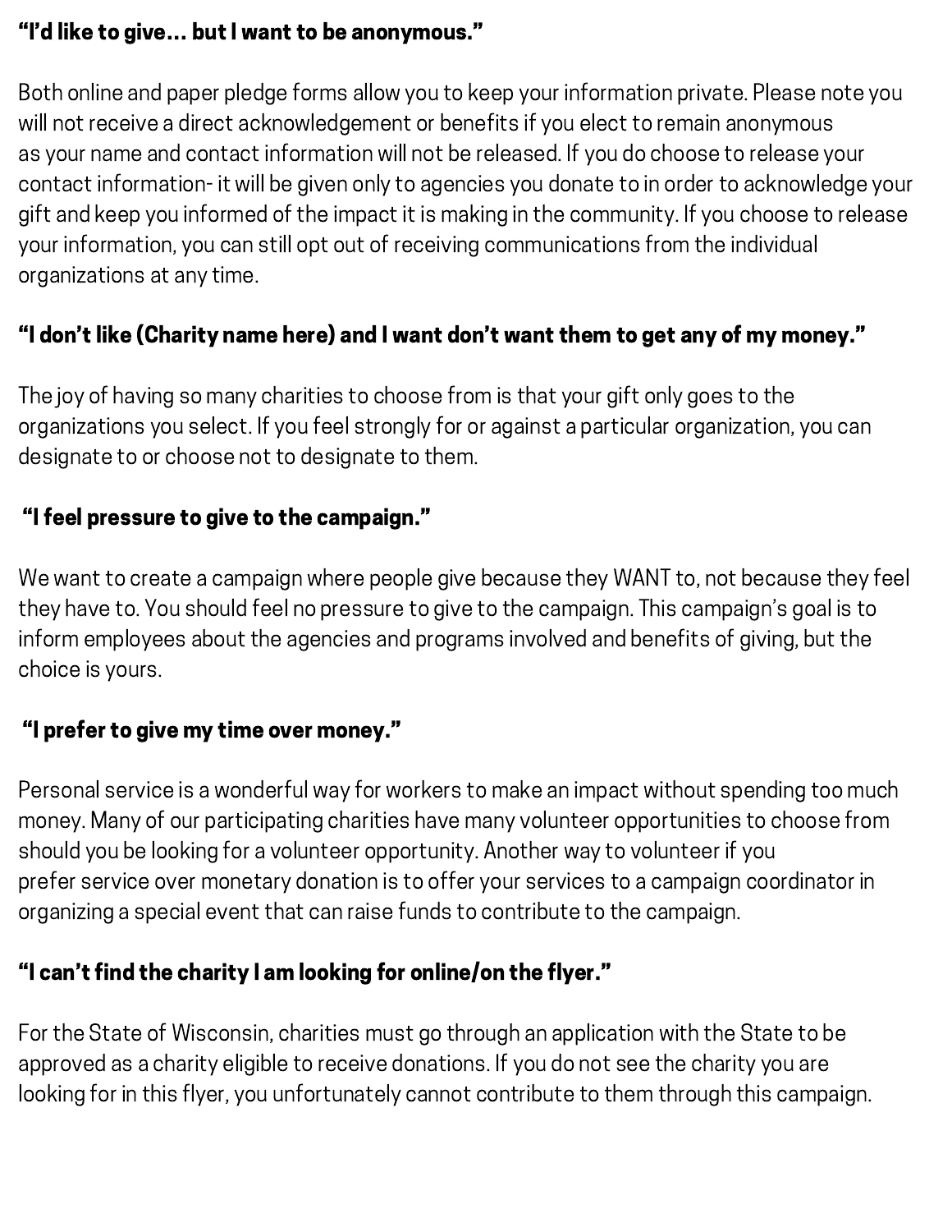**“I’d like to give… but I want to be anonymous.”**

Both online and paper pledge forms allow you to keep your information private. Please note you will not receive a direct acknowledgement or benefits if you elect to remain anonymous as your name and contact information will not be released. If you do choose to release your contact information- it will be given only to agencies you donate to in order to acknowledge your gift and keep you informed of the impact it is making in the community. If you choose to release your information, you can still opt out of receiving communications from the individual organizations at any time.

**“I don’t like (Charity name here) and I want don’t want them to get any of my money.”**

The joy of having so many charities to choose from is that your gift only goes to the organizations you select. If you feel strongly for or against a particular organization, you can designate to or choose not to designate to them.

**“I feel pressure to give to the campaign.”**

We want to create a campaign where people give because they WANT to, not because they feel they have to. You should feel no pressure to give to the campaign. This campaign’s goal is to inform employees about the agencies and programs involved and benefits of giving, but the choice is yours.

**“I prefer to give my time over money.”**

Personal service is a wonderful way for workers to make an impact without spending too much money. Many of our participating charities have many volunteer opportunities to choose from should you be looking for a volunteer opportunity. Another way to volunteer if you prefer service over monetary donation is to offer your services to a campaign coordinator in organizing a special event that can raise funds to contribute to the campaign.

**“I can’t find the charity I am looking for online/on the flyer.”**

For the State of Wisconsin, charities must go through an application with the State to be approved as a charity eligible to receive donations. If you do not see the charity you are looking for in this flyer, you unfortunately cannot contribute to them through this campaign.